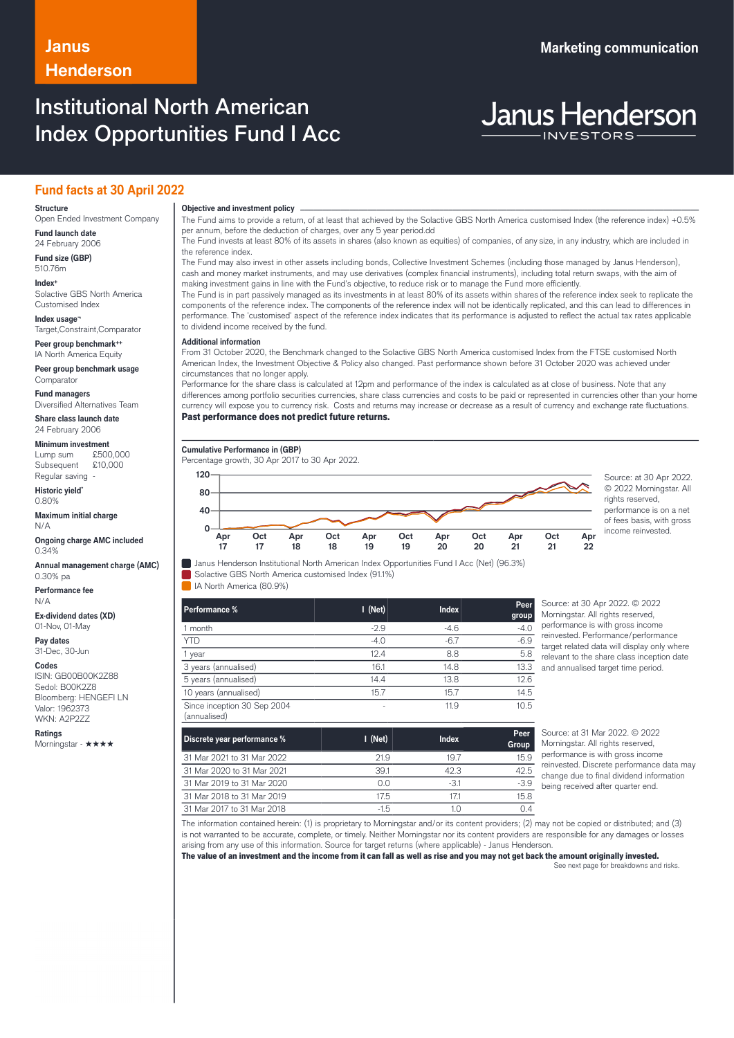Janus Henderson

Marketing communication

# Institutional North American Index Opportunities Fund I Acc

Janus Henderson INVESTORS

## Fund facts at 30 April 2022

**Structure**
Open Ended Investment Company

**Fund launch date**
24 February 2006

**Fund size (GBP)**
510.76m

**Index+**
Solactive GBS North America Customised Index

**Index usage¬**
Target,Constraint,Comparator

**Peer group benchmark++**
IA North America Equity

**Peer group benchmark usage**
Comparator

**Fund managers**
Diversified Alternatives Team

**Share class launch date**
24 February 2006

**Minimum investment**
Lump sum £500,000
Subsequent £10,000
Regular saving -

**Historic yield***
0.80%

**Maximum initial charge**
N/A

**Ongoing charge AMC included**
0.34%

**Annual management charge (AMC)**
0.30% pa

**Performance fee**
N/A

**Ex-dividend dates (XD)**
01-Nov, 01-May

**Pay dates**
31-Dec, 30-Jun

**Codes**
ISIN: GB00B00K2Z88
Sedol: B00K2Z8
Bloomberg: HENGEFI LN
Valor: 1962373
WKN: A2P2ZZ

**Ratings**
Morningstar - ★★★★

### Objective and investment policy

The Fund aims to provide a return, of at least that achieved by the Solactive GBS North America customised Index (the reference index) +0.5% per annum, before the deduction of charges, over any 5 year period.dd

The Fund invests at least 80% of its assets in shares (also known as equities) of companies, of any size, in any industry, which are included in the reference index.

The Fund may also invest in other assets including bonds, Collective Investment Schemes (including those managed by Janus Henderson), cash and money market instruments, and may use derivatives (complex financial instruments), including total return swaps, with the aim of making investment gains in line with the Fund's objective, to reduce risk or to manage the Fund more efficiently.

The Fund is in part passively managed as its investments in at least 80% of its assets within shares of the reference index seek to replicate the components of the reference index. The components of the reference index will not be identically replicated, and this can lead to differences in performance. The 'customised' aspect of the reference index indicates that its performance is adjusted to reflect the actual tax rates applicable to dividend income received by the fund.

### Additional information

From 31 October 2020, the Benchmark changed to the Solactive GBS North America customised Index from the FTSE customised North American Index, the Investment Objective & Policy also changed. Past performance shown before 31 October 2020 was achieved under circumstances that no longer apply.

Performance for the share class is calculated at 12pm and performance of the index is calculated as at close of business. Note that any differences among portfolio securities currencies, share class currencies and costs to be paid or represented in currencies other than your home currency will expose you to currency risk. Costs and returns may increase or decrease as a result of currency and exchange rate fluctuations.

**Past performance does not predict future returns.**

### Cumulative Performance in (GBP)

Percentage growth, 30 Apr 2017 to 30 Apr 2022.

Source: at 30 Apr 2022. © 2022 Morningstar. All rights reserved, performance is on a net of fees basis, with gross income reinvested.

- Janus Henderson Institutional North American Index Opportunities Fund I Acc (Net) (96.3%)
- Solactive GBS North America customised Index (91.1%)
- IA North America (80.9%)

| Performance % | I (Net) | Index | Peer group |
|---|---|---|---|
| 1 month | -2.9 | -4.6 | -4.0 |
| YTD | -4.0 | -6.7 | -6.9 |
| 1 year | 12.4 | 8.8 | 5.8 |
| 3 years (annualised) | 16.1 | 14.8 | 13.3 |
| 5 years (annualised) | 14.4 | 13.8 | 12.6 |
| 10 years (annualised) | 15.7 | 15.7 | 14.5 |
| Since inception 30 Sep 2004 (annualised) | - | 11.9 | 10.5 |

Source: at 30 Apr 2022. © 2022 Morningstar. All rights reserved, performance is with gross income reinvested. Performance/performance target related data will display only where relevant to the share class inception date and annualised target time period.

| Discrete year performance % | I (Net) | Index | Peer Group |
|---|---|---|---|
| 31 Mar 2021 to 31 Mar 2022 | 21.9 | 19.7 | 15.9 |
| 31 Mar 2020 to 31 Mar 2021 | 39.1 | 42.3 | 42.5 |
| 31 Mar 2019 to 31 Mar 2020 | 0.0 | -3.1 | -3.9 |
| 31 Mar 2018 to 31 Mar 2019 | 17.5 | 17.1 | 15.8 |
| 31 Mar 2017 to 31 Mar 2018 | -1.5 | 1.0 | 0.4 |

Source: at 31 Mar 2022. © 2022 Morningstar. All rights reserved, performance is with gross income reinvested. Discrete performance data may change due to final dividend information being received after quarter end.

The information contained herein: (1) is proprietary to Morningstar and/or its content providers; (2) may not be copied or distributed; and (3) is not warranted to be accurate, complete, or timely. Neither Morningstar nor its content providers are responsible for any damages or losses arising from any use of this information. Source for target returns (where applicable) - Janus Henderson.

**The value of an investment and the income from it can fall as well as rise and you may not get back the amount originally invested.**

See next page for breakdowns and risks.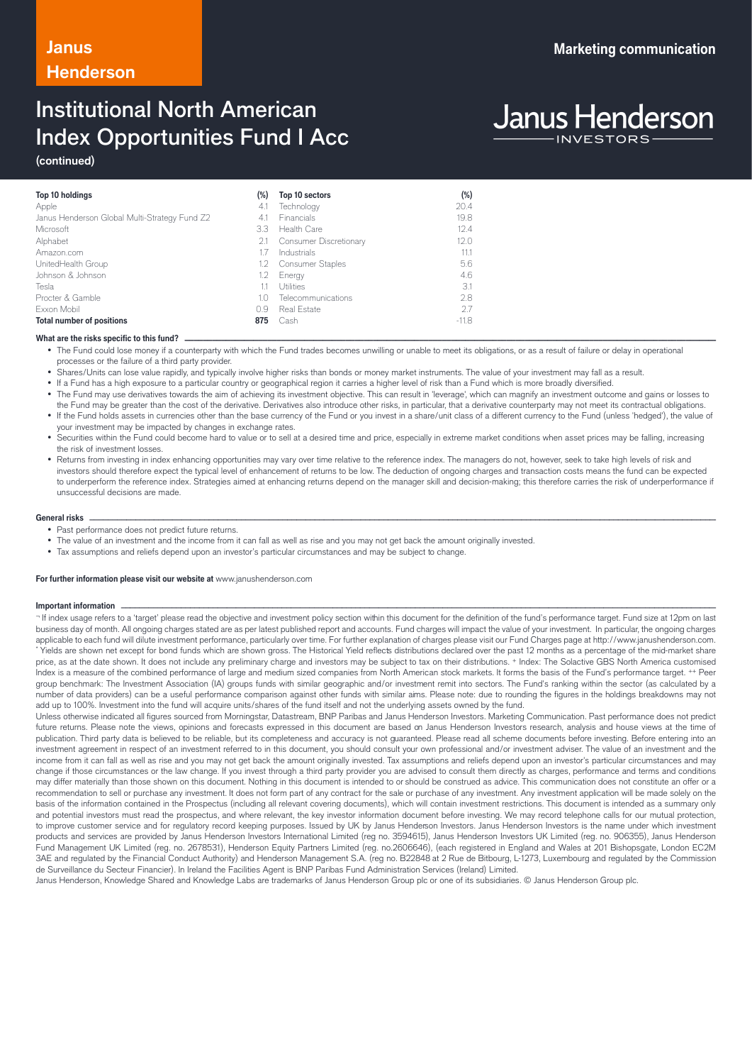# Institutional North American Index Opportunities Fund I Acc

(continued)

Marketing communication

| Top 10 holdings | (%) | Top 10 sectors | (%) |
|---|---|---|---|
| Apple | 4.1 | Technology | 20.4 |
| Janus Henderson Global Multi-Strategy Fund Z2 | 4.1 | Financials | 19.8 |
| Microsoft | 3.3 | Health Care | 12.4 |
| Alphabet | 2.1 | Consumer Discretionary | 12.0 |
| Amazon.com | 1.7 | Industrials | 11.1 |
| UnitedHealth Group | 1.2 | Consumer Staples | 5.6 |
| Johnson & Johnson | 1.2 | Energy | 4.6 |
| Tesla | 1.1 | Utilities | 3.1 |
| Procter & Gamble | 1.0 | Telecommunications | 2.8 |
| Exxon Mobil | 0.9 | Real Estate | 2.7 |
| **Total number of positions** | **875** | Cash | -11.8 |

### What are the risks specific to this fund?

- The Fund could lose money if a counterparty with which the Fund trades becomes unwilling or unable to meet its obligations, or as a result of failure or delay in operational processes or the failure of a third party provider.
- Shares/Units can lose value rapidly, and typically involve higher risks than bonds or money market instruments. The value of your investment may fall as a result.
- If a Fund has a high exposure to a particular country or geographical region it carries a higher level of risk than a Fund which is more broadly diversified.
- The Fund may use derivatives towards the aim of achieving its investment objective. This can result in 'leverage', which can magnify an investment outcome and gains or losses to the Fund may be greater than the cost of the derivative. Derivatives also introduce other risks, in particular, that a derivative counterparty may not meet its contractual obligations.
- If the Fund holds assets in currencies other than the base currency of the Fund or you invest in a share/unit class of a different currency to the Fund (unless 'hedged'), the value of your investment may be impacted by changes in exchange rates.
- Securities within the Fund could become hard to value or to sell at a desired time and price, especially in extreme market conditions when asset prices may be falling, increasing the risk of investment losses.
- Returns from investing in index enhancing opportunities may vary over time relative to the reference index. The managers do not, however, seek to take high levels of risk and investors should therefore expect the typical level of enhancement of returns to be low. The deduction of ongoing charges and transaction costs means the fund can be expected to underperform the reference index. Strategies aimed at enhancing returns depend on the manager skill and decision-making; this therefore carries the risk of underperformance if unsuccessful decisions are made.

### General risks

- Past performance does not predict future returns.
- The value of an investment and the income from it can fall as well as rise and you may not get back the amount originally invested.
- Tax assumptions and reliefs depend upon an investor's particular circumstances and may be subject to change.

**For further information please visit our website at** www.janushenderson.com

### Important information

¬ If index usage refers to a 'target' please read the objective and investment policy section within this document for the definition of the fund's performance target. Fund size at 12pm on last business day of month. All ongoing charges stated are as per latest published report and accounts. Fund charges will impact the value of your investment. In particular, the ongoing charges applicable to each fund will dilute investment performance, particularly over time. For further explanation of charges please visit our Fund Charges page at http://www.janushenderson.com. * Yields are shown net except for bond funds which are shown gross. The Historical Yield reflects distributions declared over the past 12 months as a percentage of the mid-market share price, as at the date shown. It does not include any preliminary charge and investors may be subject to tax on their distributions. + Index: The Solactive GBS North America customised Index is a measure of the combined performance of large and medium sized companies from North American stock markets. It forms the basis of the Fund's performance target. ++ Peer group benchmark: The Investment Association (IA) groups funds with similar geographic and/or investment remit into sectors. The Fund's ranking within the sector (as calculated by a number of data providers) can be a useful performance comparison against other funds with similar aims. Please note: due to rounding the figures in the holdings breakdowns may not add up to 100%. Investment into the fund will acquire units/shares of the fund itself and not the underlying assets owned by the fund.

Unless otherwise indicated all figures sourced from Morningstar, Datastream, BNP Paribas and Janus Henderson Investors. Marketing Communication. Past performance does not predict future returns. Please note the views, opinions and forecasts expressed in this document are based on Janus Henderson Investors research, analysis and house views at the time of publication. Third party data is believed to be reliable, but its completeness and accuracy is not guaranteed. Please read all scheme documents before investing. Before entering into an investment agreement in respect of an investment referred to in this document, you should consult your own professional and/or investment adviser. The value of an investment and the income from it can fall as well as rise and you may not get back the amount originally invested. Tax assumptions and reliefs depend upon an investor's particular circumstances and may change if those circumstances or the law change. If you invest through a third party provider you are advised to consult them directly as charges, performance and terms and conditions may differ materially from those shown on this document. Nothing in this document is intended to or should be construed as advice. This communication does not constitute an offer or a recommendation to sell or purchase any investment. It does not form part of any contract for the sale or purchase of any investment. Any investment application will be made solely on the basis of the information contained in the Prospectus (including all relevant covering documents), which will contain investment restrictions. This document is intended as a summary only and potential investors must read the prospectus, and where relevant, the key investor information document before investing. We may record telephone calls for our mutual protection, to improve customer service and for regulatory record keeping purposes. Issued by UK by Janus Henderson Investors. Janus Henderson Investors is the name under which investment products and services are provided by Janus Henderson Investors International Limited (reg no. 3594615), Janus Henderson Investors UK Limited (reg. no. 906355), Janus Henderson Fund Management UK Limited (reg. no. 2678531), Henderson Equity Partners Limited (reg. no.2606646), (each registered in England and Wales at 201 Bishopsgate, London EC2M 3AE and regulated by the Financial Conduct Authority) and Henderson Management S.A. (reg no. B22848 at 2 Rue de Bitbourg, L-1273, Luxembourg and regulated by the Commission de Surveillance du Secteur Financier). In Ireland the Facilities Agent is BNP Paribas Fund Administration Services (Ireland) Limited.

Janus Henderson, Knowledge Shared and Knowledge Labs are trademarks of Janus Henderson Group plc or one of its subsidiaries. © Janus Henderson Group plc.